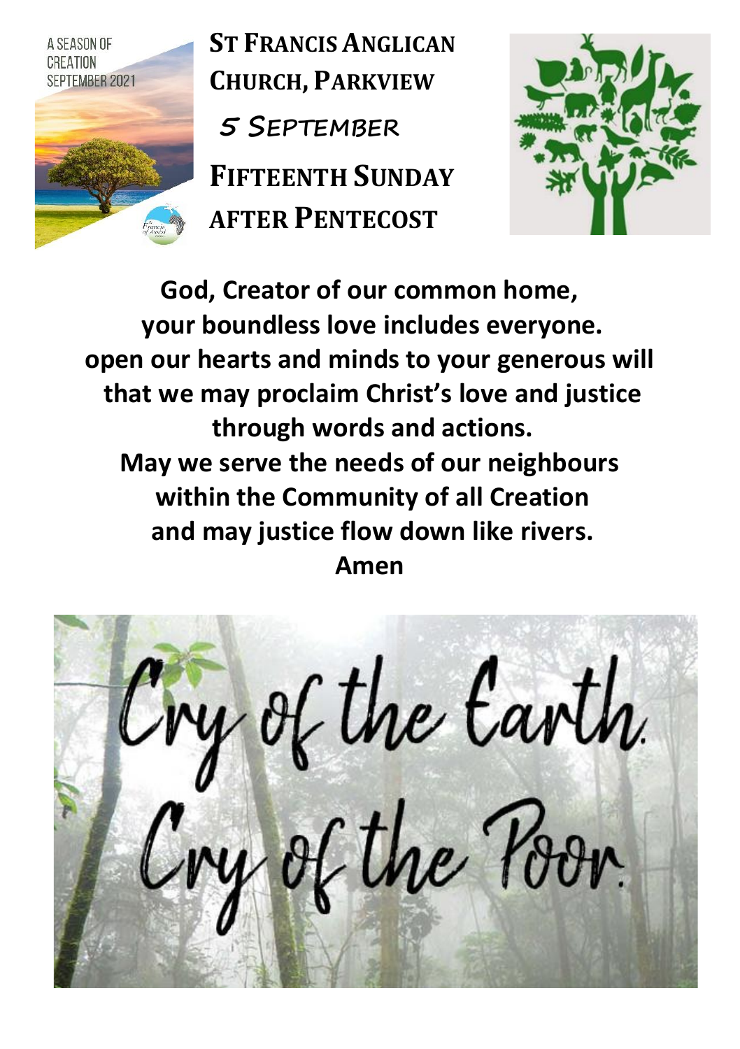# St Francis Anglican Church, Parkview

## 5 September

## Fifteenth Sunday after Pentecost

**God, Creator of our common home,**
**your boundless love includes everyone.**
**open our hearts and minds to your generous will**
**that we may proclaim Christ's love and justice**
**through words and actions.**
**May we serve the needs of our neighbours**
**within the Community of all Creation**
**and may justice flow down like rivers.**
**Amen**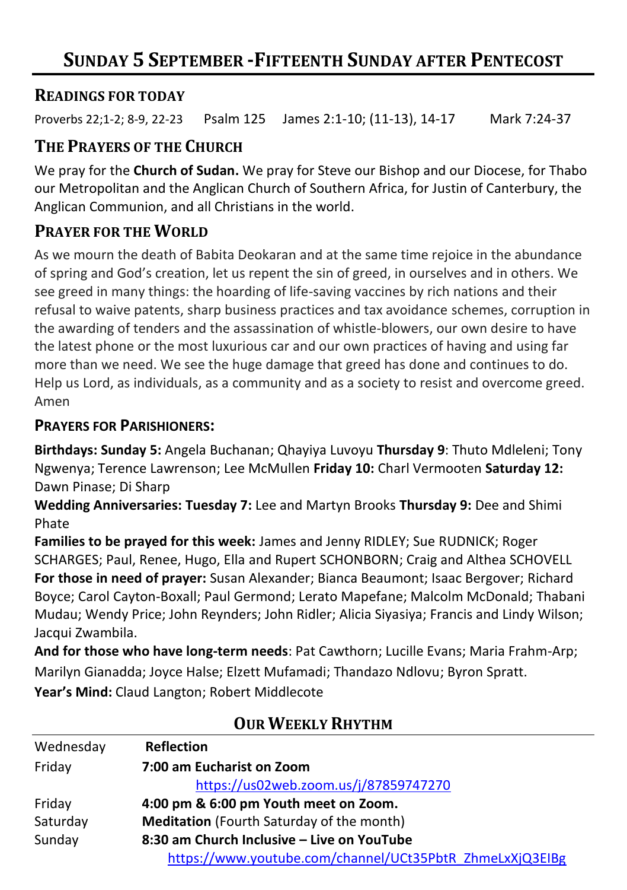# Sunday 5 September - Fifteenth Sunday after Pentecost

## Readings for Today

Proverbs 22;1-2; 8-9, 22-23  Psalm 125  James 2:1-10; (11-13), 14-17  Mark 7:24-37

## The Prayers of the Church

We pray for the **Church of Sudan.** We pray for Steve our Bishop and our Diocese, for Thabo our Metropolitan and the Anglican Church of Southern Africa, for Justin of Canterbury, the Anglican Communion, and all Christians in the world.

## Prayer for the World

As we mourn the death of Babita Deokaran and at the same time rejoice in the abundance of spring and God's creation, let us repent the sin of greed, in ourselves and in others. We see greed in many things: the hoarding of life-saving vaccines by rich nations and their refusal to waive patents, sharp business practices and tax avoidance schemes, corruption in the awarding of tenders and the assassination of whistle-blowers, our own desire to have the latest phone or the most luxurious car and our own practices of having and using far more than we need. We see the huge damage that greed has done and continues to do. Help us Lord, as individuals, as a community and as a society to resist and overcome greed. Amen

### Prayers for Parishioners:

**Birthdays: Sunday 5:** Angela Buchanan; Qhayiya Luvoyu **Thursday 9**: Thuto Mdleleni; Tony Ngwenya; Terence Lawrenson; Lee McMullen **Friday 10:** Charl Vermooten **Saturday 12:** Dawn Pinase; Di Sharp

**Wedding Anniversaries: Tuesday 7:** Lee and Martyn Brooks **Thursday 9:** Dee and Shimi Phate

**Families to be prayed for this week:** James and Jenny RIDLEY; Sue RUDNICK; Roger SCHARGES; Paul, Renee, Hugo, Ella and Rupert SCHONBORN; Craig and Althea SCHOVELL

**For those in need of prayer:** Susan Alexander; Bianca Beaumont; Isaac Bergover; Richard Boyce; Carol Cayton-Boxall; Paul Germond; Lerato Mapefane; Malcolm McDonald; Thabani Mudau; Wendy Price; John Reynders; John Ridler; Alicia Siyasiya; Francis and Lindy Wilson; Jacqui Zwambila.

**And for those who have long-term needs**: Pat Cawthorn; Lucille Evans; Maria Frahm-Arp; Marilyn Gianadda; Joyce Halse; Elzett Mufamadi; Thandazo Ndlovu; Byron Spratt.

**Year's Mind:** Claud Langton; Robert Middlecote

## Our Weekly Rhythm

| | |
|---|---|
| Wednesday | **Reflection** |
| Friday | **7:00 am Eucharist on Zoom**<br>https://us02web.zoom.us/j/87859747270 |
| Friday | **4:00 pm & 6:00 pm Youth meet on Zoom.** |
| Saturday | **Meditation** (Fourth Saturday of the month) |
| Sunday | **8:30 am Church Inclusive – Live on YouTube**<br>https://www.youtube.com/channel/UCt35PbtR_ZhmeLxXjQ3EIBg |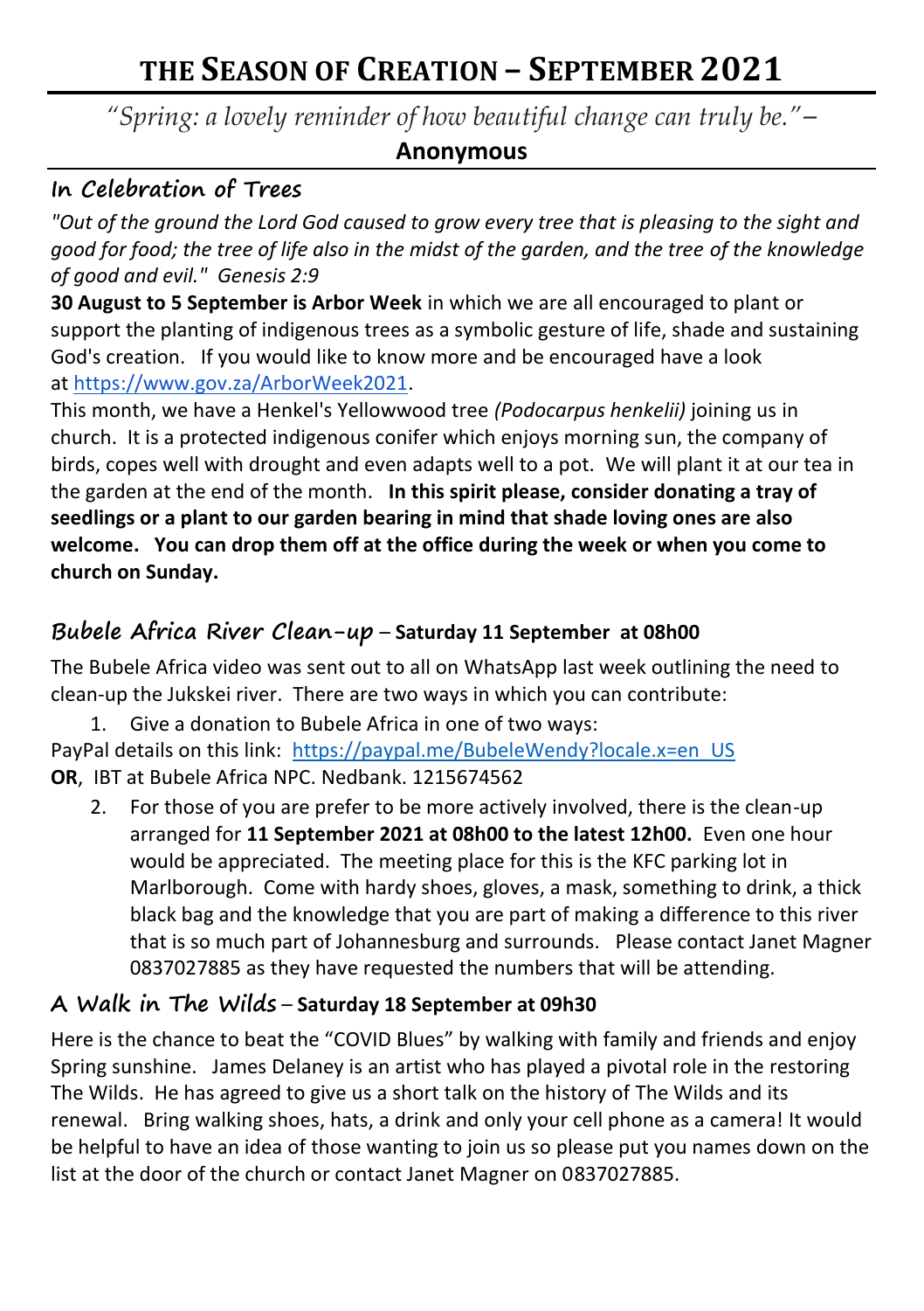# THE SEASON OF CREATION – SEPTEMBER 2021

*"Spring: a lovely reminder of how beautiful change can truly be."* –
**Anonymous**

## In Celebration of Trees

*"Out of the ground the Lord God caused to grow every tree that is pleasing to the sight and good for food; the tree of life also in the midst of the garden, and the tree of the knowledge of good and evil." Genesis 2:9*

**30 August to 5 September is Arbor Week** in which we are all encouraged to plant or support the planting of indigenous trees as a symbolic gesture of life, shade and sustaining God's creation. If you would like to know more and be encouraged have a look at https://www.gov.za/ArborWeek2021.

This month, we have a Henkel's Yellowwood tree *(Podocarpus henkelii)* joining us in church. It is a protected indigenous conifer which enjoys morning sun, the company of birds, copes well with drought and even adapts well to a pot. We will plant it at our tea in the garden at the end of the month. **In this spirit please, consider donating a tray of seedlings or a plant to our garden bearing in mind that shade loving ones are also welcome. You can drop them off at the office during the week or when you come to church on Sunday.**

## Bubele Africa River Clean-up – Saturday 11 September at 08h00

The Bubele Africa video was sent out to all on WhatsApp last week outlining the need to clean-up the Jukskei river. There are two ways in which you can contribute:

1. Give a donation to Bubele Africa in one of two ways:

PayPal details on this link: https://paypal.me/BubeleWendy?locale.x=en_US
**OR**, IBT at Bubele Africa NPC. Nedbank. 1215674562

2. For those of you are prefer to be more actively involved, there is the clean-up arranged for **11 September 2021 at 08h00 to the latest 12h00.** Even one hour would be appreciated. The meeting place for this is the KFC parking lot in Marlborough. Come with hardy shoes, gloves, a mask, something to drink, a thick black bag and the knowledge that you are part of making a difference to this river that is so much part of Johannesburg and surrounds. Please contact Janet Magner 0837027885 as they have requested the numbers that will be attending.

## A Walk in The Wilds – Saturday 18 September at 09h30

Here is the chance to beat the "COVID Blues" by walking with family and friends and enjoy Spring sunshine. James Delaney is an artist who has played a pivotal role in the restoring The Wilds. He has agreed to give us a short talk on the history of The Wilds and its renewal. Bring walking shoes, hats, a drink and only your cell phone as a camera! It would be helpful to have an idea of those wanting to join us so please put you names down on the list at the door of the church or contact Janet Magner on 0837027885.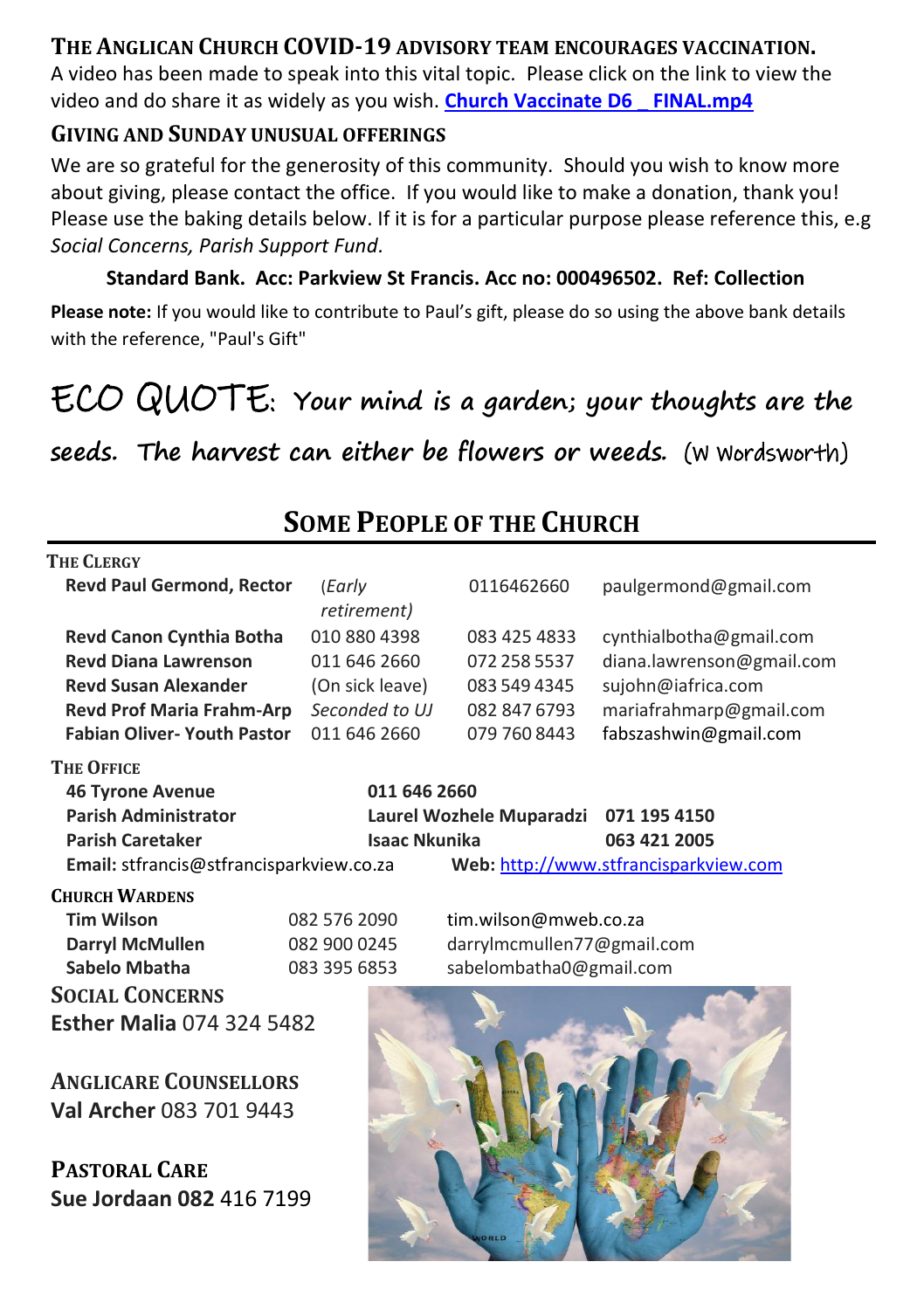## THE ANGLICAN CHURCH COVID-19 ADVISORY TEAM ENCOURAGES VACCINATION.

A video has been made to speak into this vital topic. Please click on the link to view the video and do share it as widely as you wish. **Church Vaccinate D6 _ FINAL.mp4**

## GIVING AND SUNDAY UNUSUAL OFFERINGS

We are so grateful for the generosity of this community. Should you wish to know more about giving, please contact the office. If you would like to make a donation, thank you! Please use the baking details below. If it is for a particular purpose please reference this, e.g *Social Concerns, Parish Support Fund.*

**Standard Bank. Acc: Parkview St Francis. Acc no: 000496502. Ref: Collection**

**Please note:** If you would like to contribute to Paul's gift, please do so using the above bank details with the reference, "Paul's Gift"

## ECO QUOTE: *Your mind is a garden; your thoughts are the seeds. The harvest can either be flowers or weeds.* (W Wordsworth)

## SOME PEOPLE OF THE CHURCH

**THE CLERGY**

| | | | |
|---|---|---|---|
| **Revd Paul Germond, Rector** | *(Early retirement)* | 0116462660 | paulgermond@gmail.com |
| **Revd Canon Cynthia Botha** | 010 880 4398 | 083 425 4833 | cynthialbotha@gmail.com |
| **Revd Diana Lawrenson** | 011 646 2660 | 072 258 5537 | diana.lawrenson@gmail.com |
| **Revd Susan Alexander** | (On sick leave) | 083 549 4345 | sujohn@iafrica.com |
| **Revd Prof Maria Frahm-Arp** | *Seconded to UJ* | 082 847 6793 | mariafrahmarp@gmail.com |
| **Fabian Oliver- Youth Pastor** | 011 646 2660 | 079 760 8443 | fabszashwin@gmail.com |

**THE OFFICE**

| | | |
|---|---|---|
| **46 Tyrone Avenue** | **011 646 2660** | |
| **Parish Administrator** | **Laurel Wozhele Muparadzi** | **071 195 4150** |
| **Parish Caretaker** | **Isaac Nkunika** | **063 421 2005** |

**Email:** stfrancis@stfrancisparkview.co.za **Web:** http://www.stfrancisparkview.com

**CHURCH WARDENS**

| | | |
|---|---|---|
| **Tim Wilson** | 082 576 2090 | tim.wilson@mweb.co.za |
| **Darryl McMullen** | 082 900 0245 | darrylmcmullen77@gmail.com |
| **Sabelo Mbatha** | 083 395 6853 | sabelombatha0@gmail.com |

**SOCIAL CONCERNS**
**Esther Malia** 074 324 5482

**ANGLICARE COUNSELLORS**
**Val Archer** 083 701 9443

**PASTORAL CARE**
**Sue Jordaan 082** 416 7199